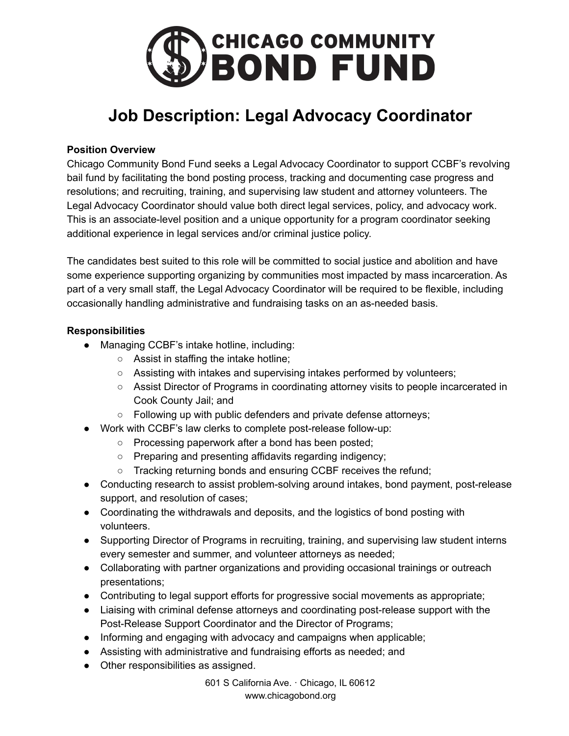# CHICAGO COMMUNITY BOND FUND

## Job Description: Legal Advocacy Coordinator

**Position Overview**

Chicago Community Bond Fund seeks a Legal Advocacy Coordinator to support CCBF's revolving bail fund by facilitating the bond posting process, tracking and documenting case progress and resolutions; and recruiting, training, and supervising law student and attorney volunteers. The Legal Advocacy Coordinator should value both direct legal services, policy, and advocacy work. This is an associate-level position and a unique opportunity for a program coordinator seeking additional experience in legal services and/or criminal justice policy.

The candidates best suited to this role will be committed to social justice and abolition and have some experience supporting organizing by communities most impacted by mass incarceration. As part of a very small staff, the Legal Advocacy Coordinator will be required to be flexible, including occasionally handling administrative and fundraising tasks on an as-needed basis.

**Responsibilities**

- Managing CCBF's intake hotline, including:
  - Assist in staffing the intake hotline;
  - Assisting with intakes and supervising intakes performed by volunteers;
  - Assist Director of Programs in coordinating attorney visits to people incarcerated in Cook County Jail; and
  - Following up with public defenders and private defense attorneys;
- Work with CCBF's law clerks to complete post-release follow-up:
  - Processing paperwork after a bond has been posted;
  - Preparing and presenting affidavits regarding indigency;
  - Tracking returning bonds and ensuring CCBF receives the refund;
- Conducting research to assist problem-solving around intakes, bond payment, post-release support, and resolution of cases;
- Coordinating the withdrawals and deposits, and the logistics of bond posting with volunteers.
- Supporting Director of Programs in recruiting, training, and supervising law student interns every semester and summer, and volunteer attorneys as needed;
- Collaborating with partner organizations and providing occasional trainings or outreach presentations;
- Contributing to legal support efforts for progressive social movements as appropriate;
- Liaising with criminal defense attorneys and coordinating post-release support with the Post-Release Support Coordinator and the Director of Programs;
- Informing and engaging with advocacy and campaigns when applicable;
- Assisting with administrative and fundraising efforts as needed; and
- Other responsibilities as assigned.

601 S California Ave. · Chicago, IL 60612
www.chicagobond.org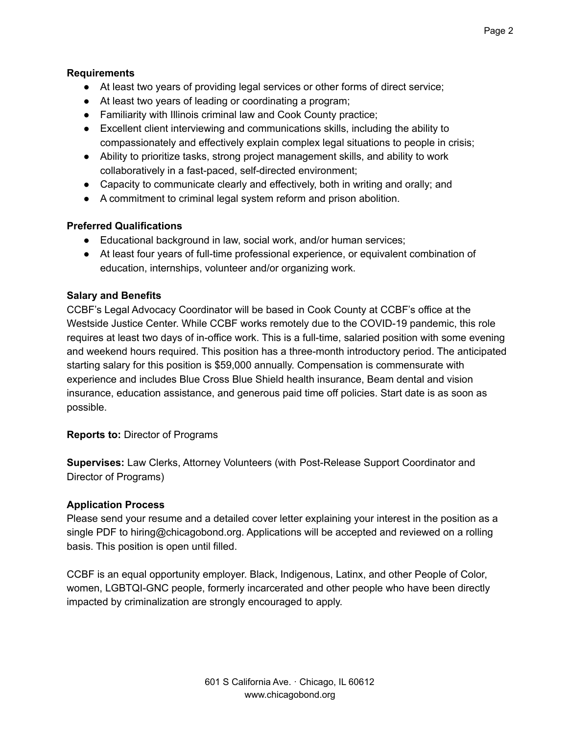**Requirements**

- At least two years of providing legal services or other forms of direct service;
- At least two years of leading or coordinating a program;
- Familiarity with Illinois criminal law and Cook County practice;
- Excellent client interviewing and communications skills, including the ability to compassionately and effectively explain complex legal situations to people in crisis;
- Ability to prioritize tasks, strong project management skills, and ability to work collaboratively in a fast-paced, self-directed environment;
- Capacity to communicate clearly and effectively, both in writing and orally; and
- A commitment to criminal legal system reform and prison abolition.

**Preferred Qualifications**

- Educational background in law, social work, and/or human services;
- At least four years of full-time professional experience, or equivalent combination of education, internships, volunteer and/or organizing work.

**Salary and Benefits**

CCBF's Legal Advocacy Coordinator will be based in Cook County at CCBF's office at the Westside Justice Center. While CCBF works remotely due to the COVID-19 pandemic, this role requires at least two days of in-office work. This is a full-time, salaried position with some evening and weekend hours required. This position has a three-month introductory period. The anticipated starting salary for this position is $59,000 annually. Compensation is commensurate with experience and includes Blue Cross Blue Shield health insurance, Beam dental and vision insurance, education assistance, and generous paid time off policies. Start date is as soon as possible.

**Reports to:** Director of Programs

**Supervises:** Law Clerks, Attorney Volunteers (with Post-Release Support Coordinator and Director of Programs)

**Application Process**

Please send your resume and a detailed cover letter explaining your interest in the position as a single PDF to hiring@chicagobond.org. Applications will be accepted and reviewed on a rolling basis. This position is open until filled.

CCBF is an equal opportunity employer. Black, Indigenous, Latinx, and other People of Color, women, LGBTQI-GNC people, formerly incarcerated and other people who have been directly impacted by criminalization are strongly encouraged to apply.

601 S California Ave. · Chicago, IL 60612
www.chicagobond.org